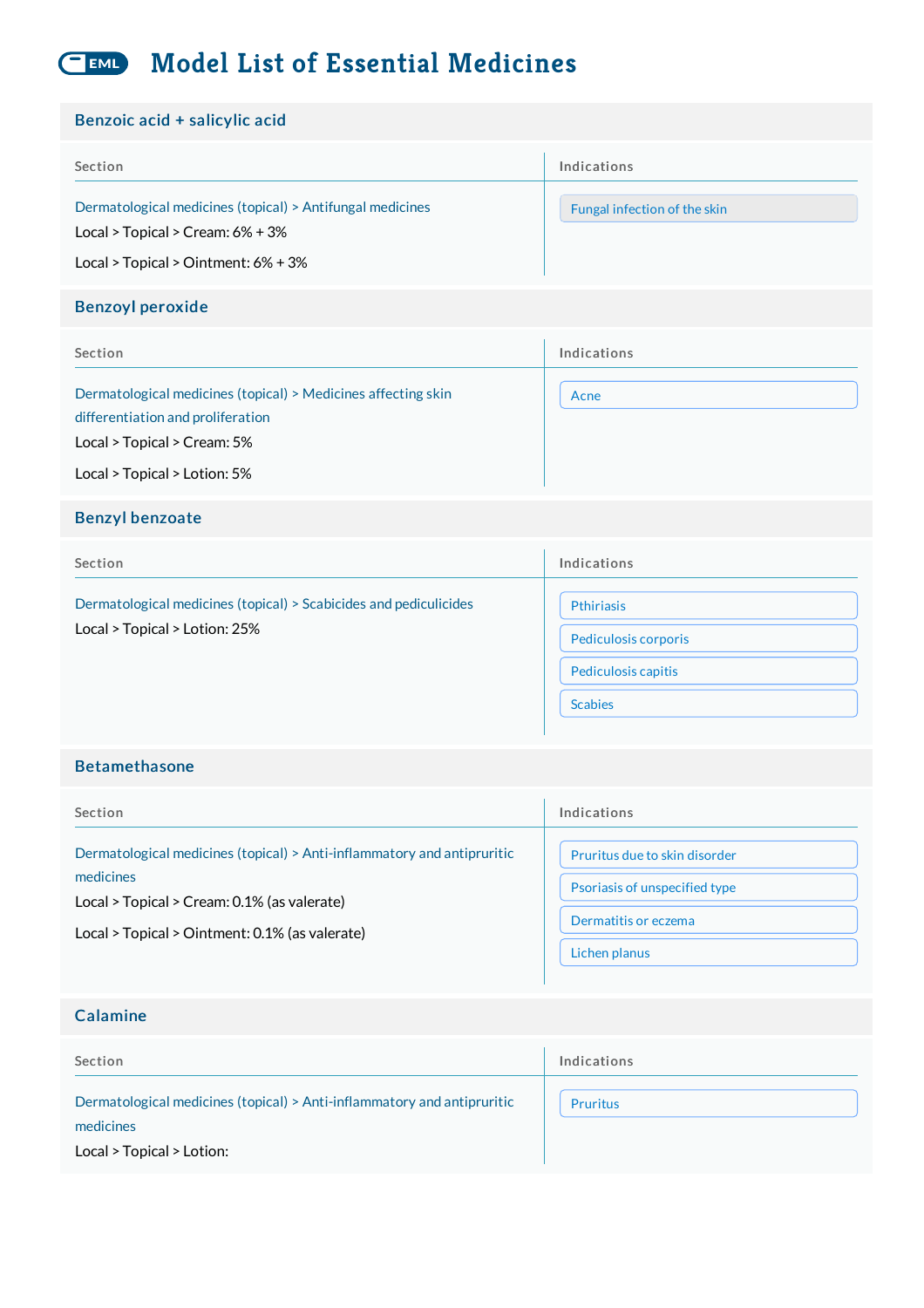# Model List of Essential Medicines

## Benzoic acid + salicylic acid

| Section | Indications |
| --- | --- |
| Dermatological medicines (topical) > Antifungal medicines<br>Local > Topical > Cream: 6% + 3%<br>Local > Topical > Ointment: 6% + 3% | Fungal infection of the skin |

## Benzoyl peroxide

| Section | Indications |
| --- | --- |
| Dermatological medicines (topical) > Medicines affecting skin differentiation and proliferation<br>Local > Topical > Cream: 5%<br>Local > Topical > Lotion: 5% | Acne |

## Benzyl benzoate

| Section | Indications |
| --- | --- |
| Dermatological medicines (topical) > Scabicides and pediculicides<br>Local > Topical > Lotion: 25% | Pthiriasis<br>Pediculosis corporis<br>Pediculosis capitis<br>Scabies |

## Betamethasone

| Section | Indications |
| --- | --- |
| Dermatological medicines (topical) > Anti-inflammatory and antipruritic medicines<br>Local > Topical > Cream: 0.1% (as valerate)<br>Local > Topical > Ointment: 0.1% (as valerate) | Pruritus due to skin disorder<br>Psoriasis of unspecified type<br>Dermatitis or eczema<br>Lichen planus |

## Calamine

| Section | Indications |
| --- | --- |
| Dermatological medicines (topical) > Anti-inflammatory and antipruritic medicines<br>Local > Topical > Lotion: | Pruritus |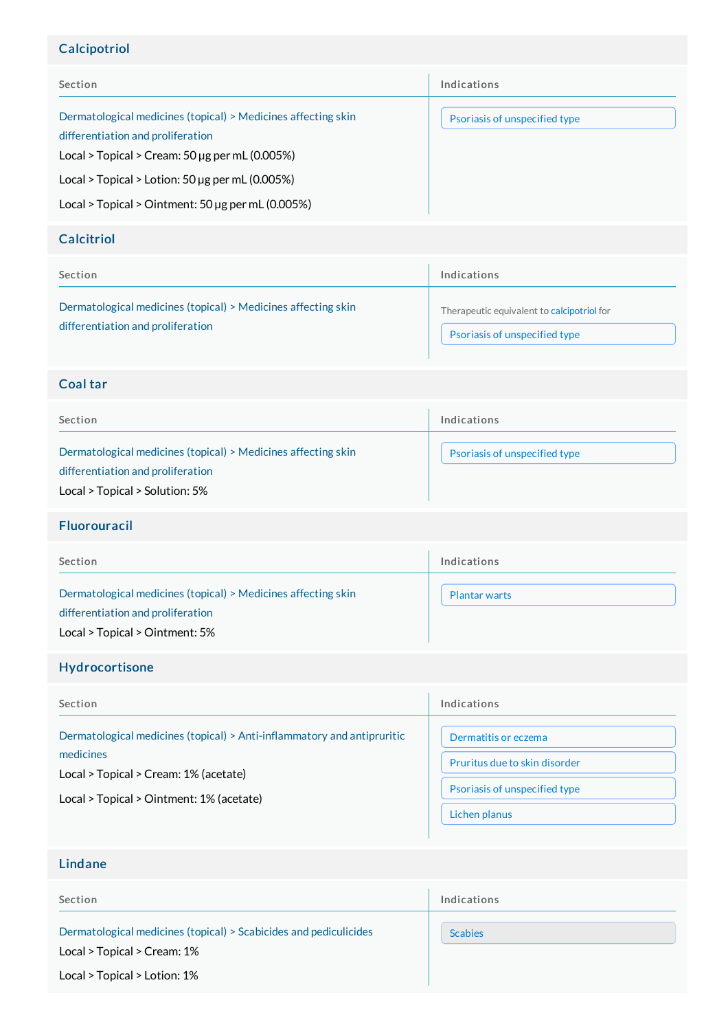## Calcipotriol

| Section | Indications |
| --- | --- |
| Dermatological medicines (topical) > Medicines affecting skin differentiation and proliferation<br>Local > Topical > Cream: 50 µg per mL (0.005%)<br>Local > Topical > Lotion: 50 µg per mL (0.005%)<br>Local > Topical > Ointment: 50 µg per mL (0.005%) | Psoriasis of unspecified type |

## Calcitriol

| Section | Indications |
| --- | --- |
| Dermatological medicines (topical) > Medicines affecting skin differentiation and proliferation | Therapeutic equivalent to calcipotriol for<br>Psoriasis of unspecified type |

## Coal tar

| Section | Indications |
| --- | --- |
| Dermatological medicines (topical) > Medicines affecting skin differentiation and proliferation<br>Local > Topical > Solution: 5% | Psoriasis of unspecified type |

## Fluorouracil

| Section | Indications |
| --- | --- |
| Dermatological medicines (topical) > Medicines affecting skin differentiation and proliferation<br>Local > Topical > Ointment: 5% | Plantar warts |

## Hydrocortisone

| Section | Indications |
| --- | --- |
| Dermatological medicines (topical) > Anti-inflammatory and antipruritic medicines<br>Local > Topical > Cream: 1% (acetate)<br>Local > Topical > Ointment: 1% (acetate) | Dermatitis or eczema<br>Pruritus due to skin disorder<br>Psoriasis of unspecified type<br>Lichen planus |

## Lindane

| Section | Indications |
| --- | --- |
| Dermatological medicines (topical) > Scabicides and pediculicides<br>Local > Topical > Cream: 1%<br>Local > Topical > Lotion: 1% | Scabies |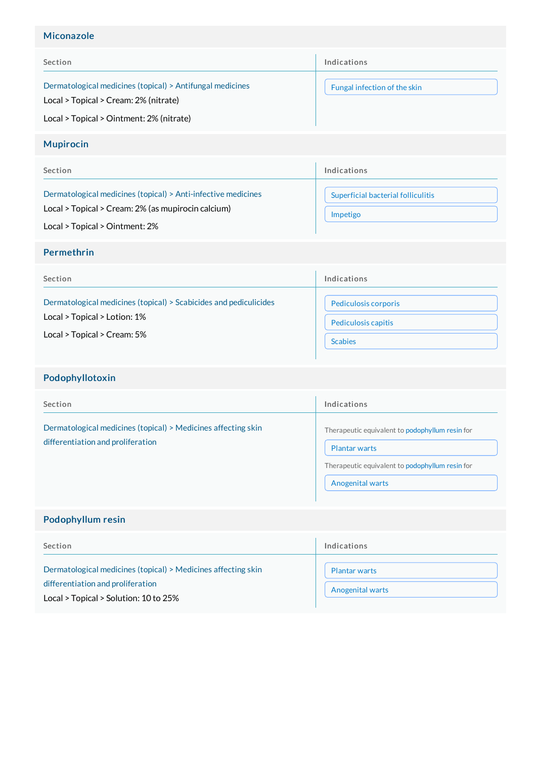## Miconazole

| Section | Indications |
| --- | --- |
| Dermatological medicines (topical) > Antifungal medicines<br>Local > Topical > Cream: 2% (nitrate)<br>Local > Topical > Ointment: 2% (nitrate) | Fungal infection of the skin |

## Mupirocin

| Section | Indications |
| --- | --- |
| Dermatological medicines (topical) > Anti-infective medicines<br>Local > Topical > Cream: 2% (as mupirocin calcium)<br>Local > Topical > Ointment: 2% | Superficial bacterial folliculitis<br>Impetigo |

## Permethrin

| Section | Indications |
| --- | --- |
| Dermatological medicines (topical) > Scabicides and pediculicides<br>Local > Topical > Lotion: 1%<br>Local > Topical > Cream: 5% | Pediculosis corporis<br>Pediculosis capitis<br>Scabies |

## Podophyllotoxin

| Section | Indications |
| --- | --- |
| Dermatological medicines (topical) > Medicines affecting skin differentiation and proliferation | Therapeutic equivalent to podophyllum resin for<br>Plantar warts<br>Therapeutic equivalent to podophyllum resin for<br>Anogenital warts |

## Podophyllum resin

| Section | Indications |
| --- | --- |
| Dermatological medicines (topical) > Medicines affecting skin differentiation and proliferation<br>Local > Topical > Solution: 10 to 25% | Plantar warts<br>Anogenital warts |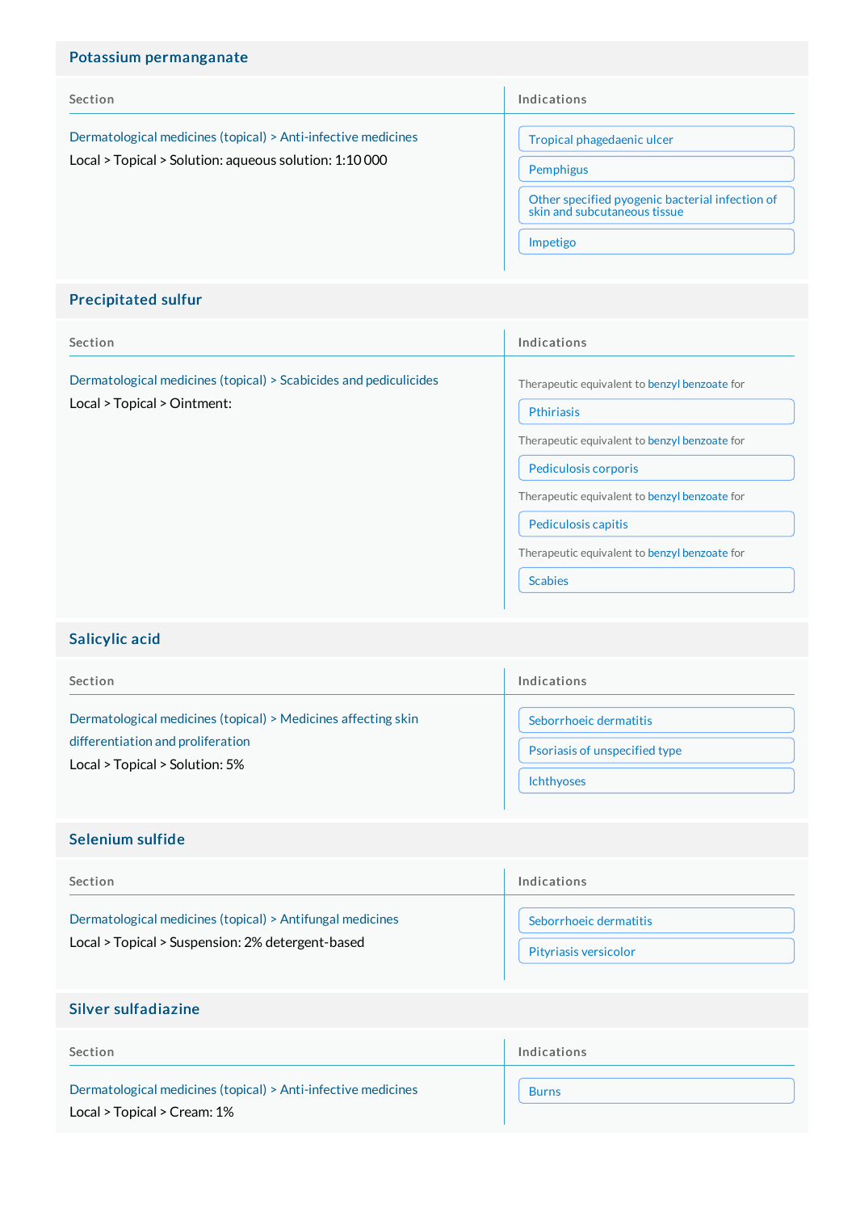## Potassium permanganate

| Section | Indications |
| --- | --- |
| Dermatological medicines (topical) > Anti-infective medicines<br>Local > Topical > Solution: aqueous solution: 1:10 000 | Tropical phagedaenic ulcer<br>Pemphigus<br>Other specified pyogenic bacterial infection of skin and subcutaneous tissue<br>Impetigo |

## Precipitated sulfur

| Section | Indications |
| --- | --- |
| Dermatological medicines (topical) > Scabicides and pediculicides<br>Local > Topical > Ointment: | Therapeutic equivalent to benzyl benzoate for<br>Pthiriasis<br>Therapeutic equivalent to benzyl benzoate for<br>Pediculosis corporis<br>Therapeutic equivalent to benzyl benzoate for<br>Pediculosis capitis<br>Therapeutic equivalent to benzyl benzoate for<br>Scabies |

## Salicylic acid

| Section | Indications |
| --- | --- |
| Dermatological medicines (topical) > Medicines affecting skin differentiation and proliferation<br>Local > Topical > Solution: 5% | Seborrhoeic dermatitis<br>Psoriasis of unspecified type<br>Ichthyoses |

## Selenium sulfide

| Section | Indications |
| --- | --- |
| Dermatological medicines (topical) > Antifungal medicines<br>Local > Topical > Suspension: 2% detergent-based | Seborrhoeic dermatitis<br>Pityriasis versicolor |

## Silver sulfadiazine

| Section | Indications |
| --- | --- |
| Dermatological medicines (topical) > Anti-infective medicines<br>Local > Topical > Cream: 1% | Burns |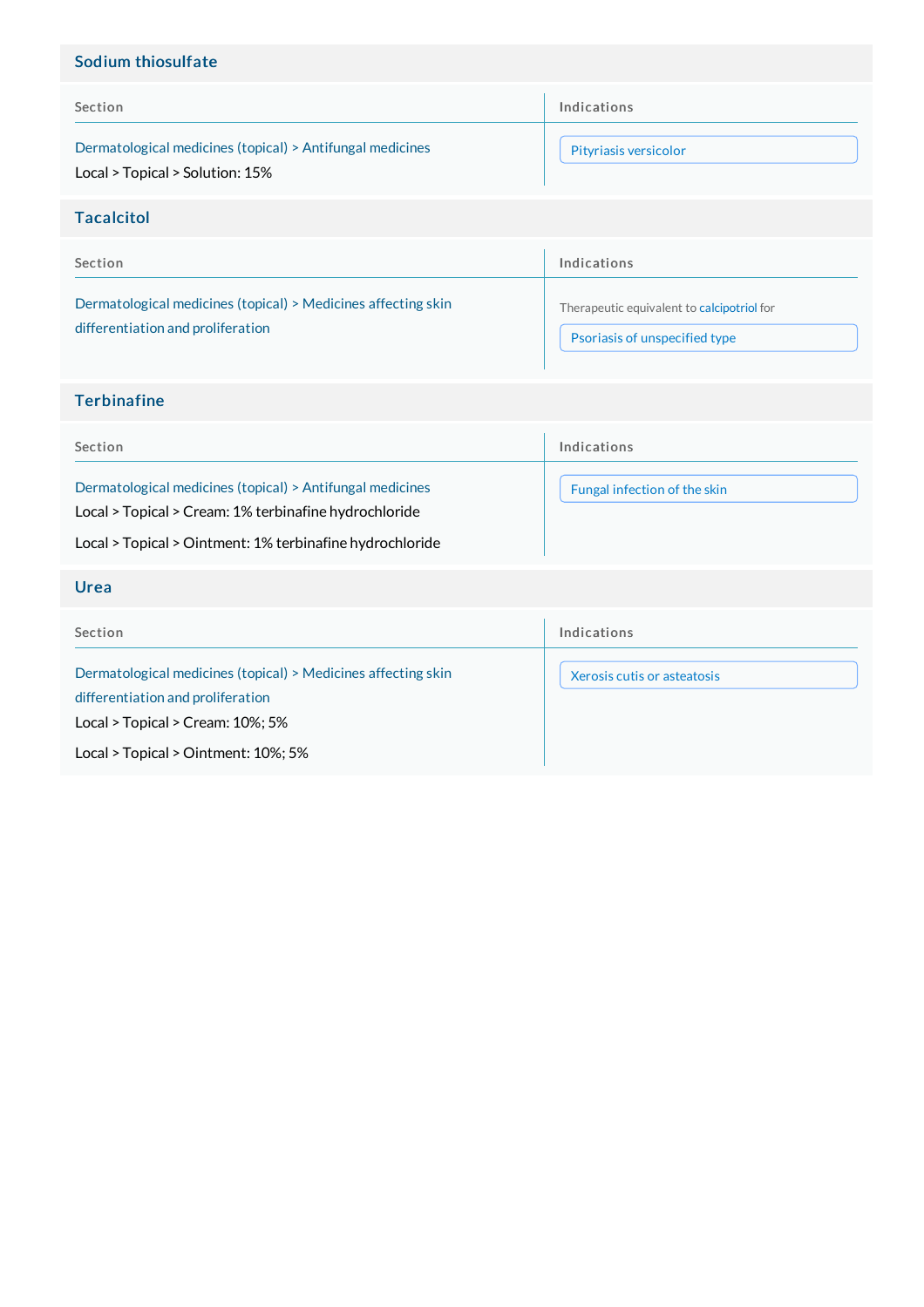## Sodium thiosulfate

| Section | Indications |
| --- | --- |
| Dermatological medicines (topical) > Antifungal medicines<br>Local > Topical > Solution: 15% | Pityriasis versicolor |

## Tacalcitol

| Section | Indications |
| --- | --- |
| Dermatological medicines (topical) > Medicines affecting skin differentiation and proliferation | Therapeutic equivalent to calcipotriol for<br>Psoriasis of unspecified type |

## Terbinafine

| Section | Indications |
| --- | --- |
| Dermatological medicines (topical) > Antifungal medicines<br>Local > Topical > Cream: 1% terbinafine hydrochloride<br>Local > Topical > Ointment: 1% terbinafine hydrochloride | Fungal infection of the skin |

## Urea

| Section | Indications |
| --- | --- |
| Dermatological medicines (topical) > Medicines affecting skin differentiation and proliferation<br>Local > Topical > Cream: 10%; 5%<br>Local > Topical > Ointment: 10%; 5% | Xerosis cutis or asteatosis |